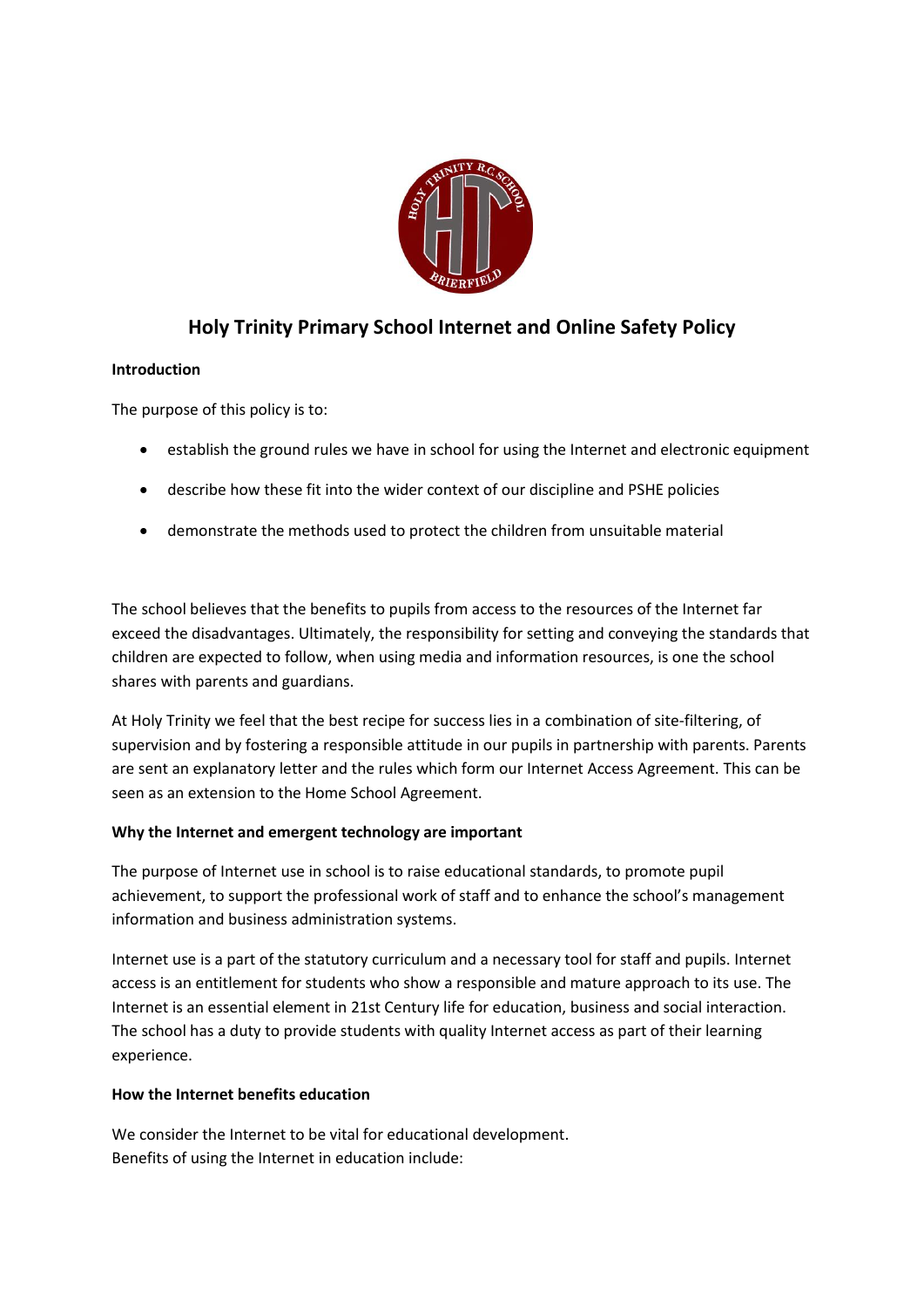# Holy Trinity Primary School Internet and Online Safety Policy

**Introduction**

The purpose of this policy is to:

- establish the ground rules we have in school for using the Internet and electronic equipment
- describe how these fit into the wider context of our discipline and PSHE policies
- demonstrate the methods used to protect the children from unsuitable material

The school believes that the benefits to pupils from access to the resources of the Internet far exceed the disadvantages. Ultimately, the responsibility for setting and conveying the standards that children are expected to follow, when using media and information resources, is one the school shares with parents and guardians.

At Holy Trinity we feel that the best recipe for success lies in a combination of site-filtering, of supervision and by fostering a responsible attitude in our pupils in partnership with parents. Parents are sent an explanatory letter and the rules which form our Internet Access Agreement. This can be seen as an extension to the Home School Agreement.

**Why the Internet and emergent technology are important**

The purpose of Internet use in school is to raise educational standards, to promote pupil achievement, to support the professional work of staff and to enhance the school's management information and business administration systems.

Internet use is a part of the statutory curriculum and a necessary tool for staff and pupils. Internet access is an entitlement for students who show a responsible and mature approach to its use. The Internet is an essential element in 21st Century life for education, business and social interaction. The school has a duty to provide students with quality Internet access as part of their learning experience.

**How the Internet benefits education**

We consider the Internet to be vital for educational development.
Benefits of using the Internet in education include: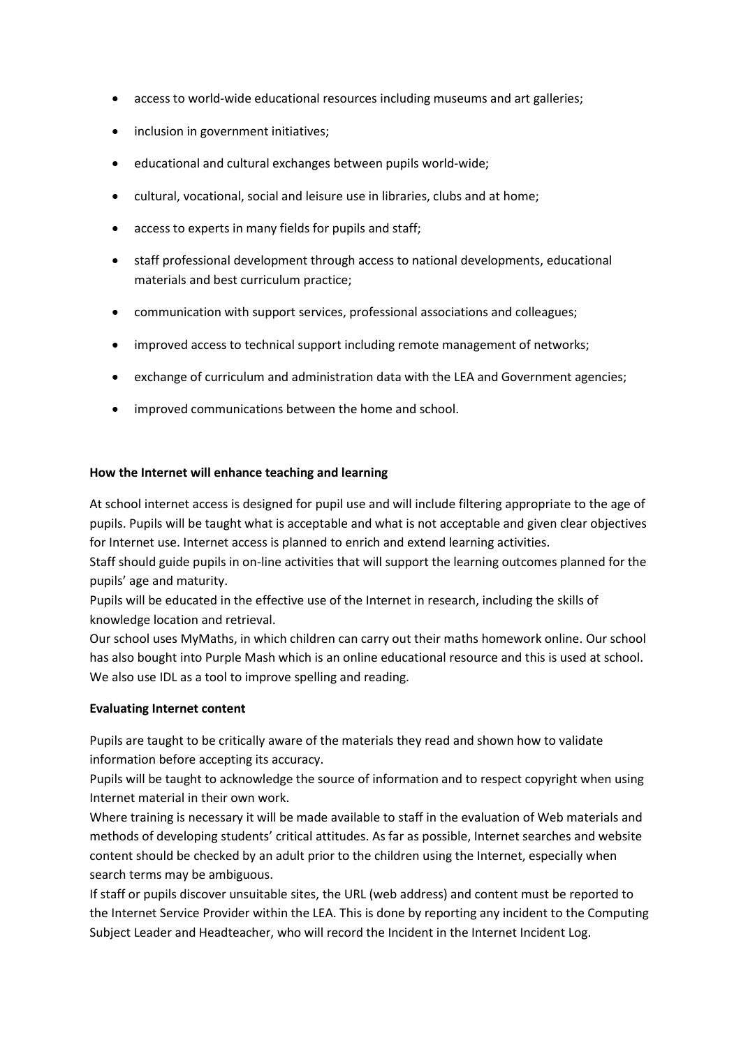- access to world-wide educational resources including museums and art galleries;
- inclusion in government initiatives;
- educational and cultural exchanges between pupils world-wide;
- cultural, vocational, social and leisure use in libraries, clubs and at home;
- access to experts in many fields for pupils and staff;
- staff professional development through access to national developments, educational materials and best curriculum practice;
- communication with support services, professional associations and colleagues;
- improved access to technical support including remote management of networks;
- exchange of curriculum and administration data with the LEA and Government agencies;
- improved communications between the home and school.

**How the Internet will enhance teaching and learning**

At school internet access is designed for pupil use and will include filtering appropriate to the age of pupils. Pupils will be taught what is acceptable and what is not acceptable and given clear objectives for Internet use. Internet access is planned to enrich and extend learning activities.
Staff should guide pupils in on-line activities that will support the learning outcomes planned for the pupils' age and maturity.
Pupils will be educated in the effective use of the Internet in research, including the skills of knowledge location and retrieval.
Our school uses MyMaths, in which children can carry out their maths homework online. Our school has also bought into Purple Mash which is an online educational resource and this is used at school. We also use IDL as a tool to improve spelling and reading.

**Evaluating Internet content**

Pupils are taught to be critically aware of the materials they read and shown how to validate information before accepting its accuracy.
Pupils will be taught to acknowledge the source of information and to respect copyright when using Internet material in their own work.
Where training is necessary it will be made available to staff in the evaluation of Web materials and methods of developing students' critical attitudes. As far as possible, Internet searches and website content should be checked by an adult prior to the children using the Internet, especially when search terms may be ambiguous.
If staff or pupils discover unsuitable sites, the URL (web address) and content must be reported to the Internet Service Provider within the LEA. This is done by reporting any incident to the Computing Subject Leader and Headteacher, who will record the Incident in the Internet Incident Log.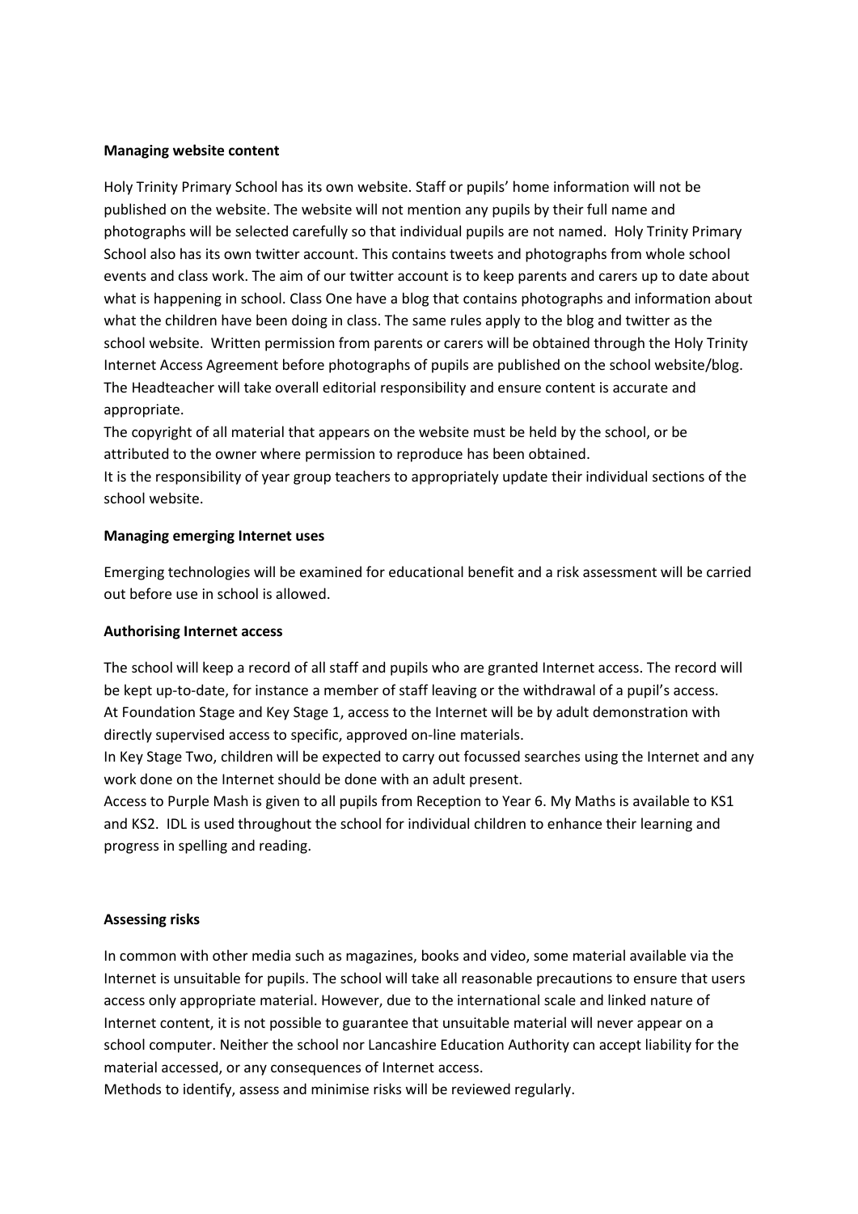**Managing website content**

Holy Trinity Primary School has its own website. Staff or pupils' home information will not be published on the website. The website will not mention any pupils by their full name and photographs will be selected carefully so that individual pupils are not named. Holy Trinity Primary School also has its own twitter account. This contains tweets and photographs from whole school events and class work. The aim of our twitter account is to keep parents and carers up to date about what is happening in school. Class One have a blog that contains photographs and information about what the children have been doing in class. The same rules apply to the blog and twitter as the school website. Written permission from parents or carers will be obtained through the Holy Trinity Internet Access Agreement before photographs of pupils are published on the school website/blog. The Headteacher will take overall editorial responsibility and ensure content is accurate and appropriate.

The copyright of all material that appears on the website must be held by the school, or be attributed to the owner where permission to reproduce has been obtained.

It is the responsibility of year group teachers to appropriately update their individual sections of the school website.

**Managing emerging Internet uses**

Emerging technologies will be examined for educational benefit and a risk assessment will be carried out before use in school is allowed.

**Authorising Internet access**

The school will keep a record of all staff and pupils who are granted Internet access. The record will be kept up-to-date, for instance a member of staff leaving or the withdrawal of a pupil's access.

At Foundation Stage and Key Stage 1, access to the Internet will be by adult demonstration with directly supervised access to specific, approved on-line materials.

In Key Stage Two, children will be expected to carry out focussed searches using the Internet and any work done on the Internet should be done with an adult present.

Access to Purple Mash is given to all pupils from Reception to Year 6. My Maths is available to KS1 and KS2. IDL is used throughout the school for individual children to enhance their learning and progress in spelling and reading.

**Assessing risks**

In common with other media such as magazines, books and video, some material available via the Internet is unsuitable for pupils. The school will take all reasonable precautions to ensure that users access only appropriate material. However, due to the international scale and linked nature of Internet content, it is not possible to guarantee that unsuitable material will never appear on a school computer. Neither the school nor Lancashire Education Authority can accept liability for the material accessed, or any consequences of Internet access.

Methods to identify, assess and minimise risks will be reviewed regularly.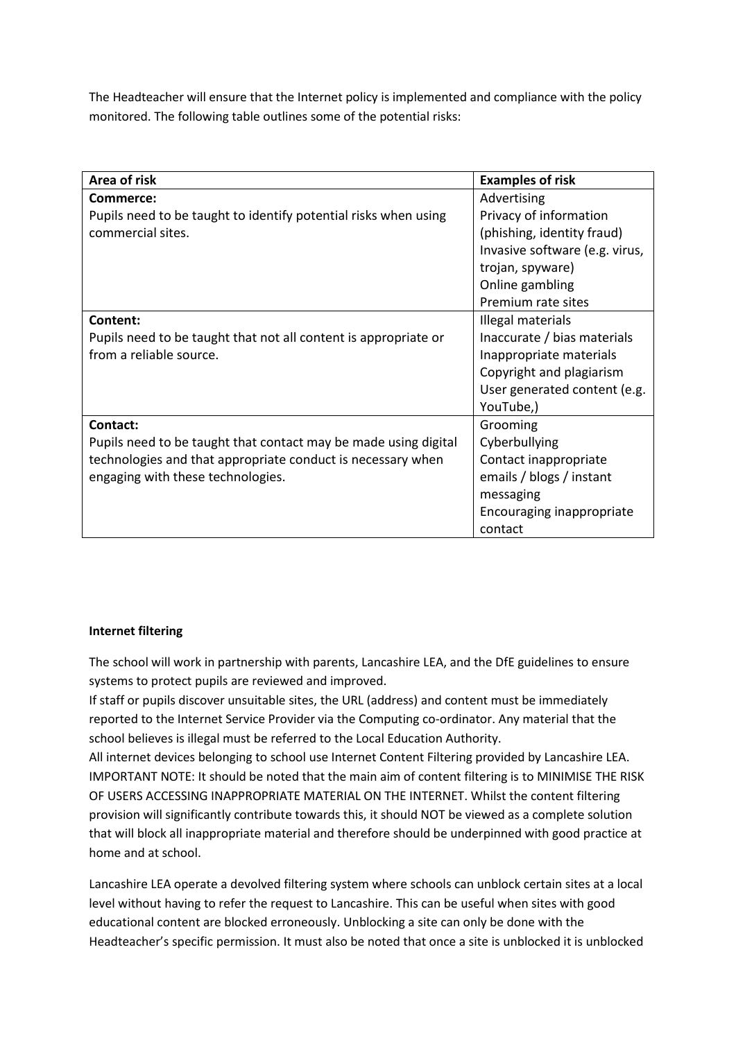The Headteacher will ensure that the Internet policy is implemented and compliance with the policy monitored. The following table outlines some of the potential risks:

| Area of risk | Examples of risk |
|---|---|
| **Commerce:**<br>Pupils need to be taught to identify potential risks when using commercial sites. | Advertising<br>Privacy of information (phishing, identity fraud)<br>Invasive software (e.g. virus, trojan, spyware)<br>Online gambling<br>Premium rate sites |
| **Content:**<br>Pupils need to be taught that not all content is appropriate or from a reliable source. | Illegal materials<br>Inaccurate / bias materials<br>Inappropriate materials<br>Copyright and plagiarism<br>User generated content (e.g. YouTube,) |
| **Contact:**<br>Pupils need to be taught that contact may be made using digital technologies and that appropriate conduct is necessary when engaging with these technologies. | Grooming<br>Cyberbullying<br>Contact inappropriate emails / blogs / instant messaging<br>Encouraging inappropriate contact |

**Internet filtering**

The school will work in partnership with parents, Lancashire LEA, and the DfE guidelines to ensure systems to protect pupils are reviewed and improved.
If staff or pupils discover unsuitable sites, the URL (address) and content must be immediately reported to the Internet Service Provider via the Computing co-ordinator. Any material that the school believes is illegal must be referred to the Local Education Authority.
All internet devices belonging to school use Internet Content Filtering provided by Lancashire LEA.
IMPORTANT NOTE: It should be noted that the main aim of content filtering is to MINIMISE THE RISK OF USERS ACCESSING INAPPROPRIATE MATERIAL ON THE INTERNET. Whilst the content filtering provision will significantly contribute towards this, it should NOT be viewed as a complete solution that will block all inappropriate material and therefore should be underpinned with good practice at home and at school.

Lancashire LEA operate a devolved filtering system where schools can unblock certain sites at a local level without having to refer the request to Lancashire. This can be useful when sites with good educational content are blocked erroneously. Unblocking a site can only be done with the Headteacher's specific permission. It must also be noted that once a site is unblocked it is unblocked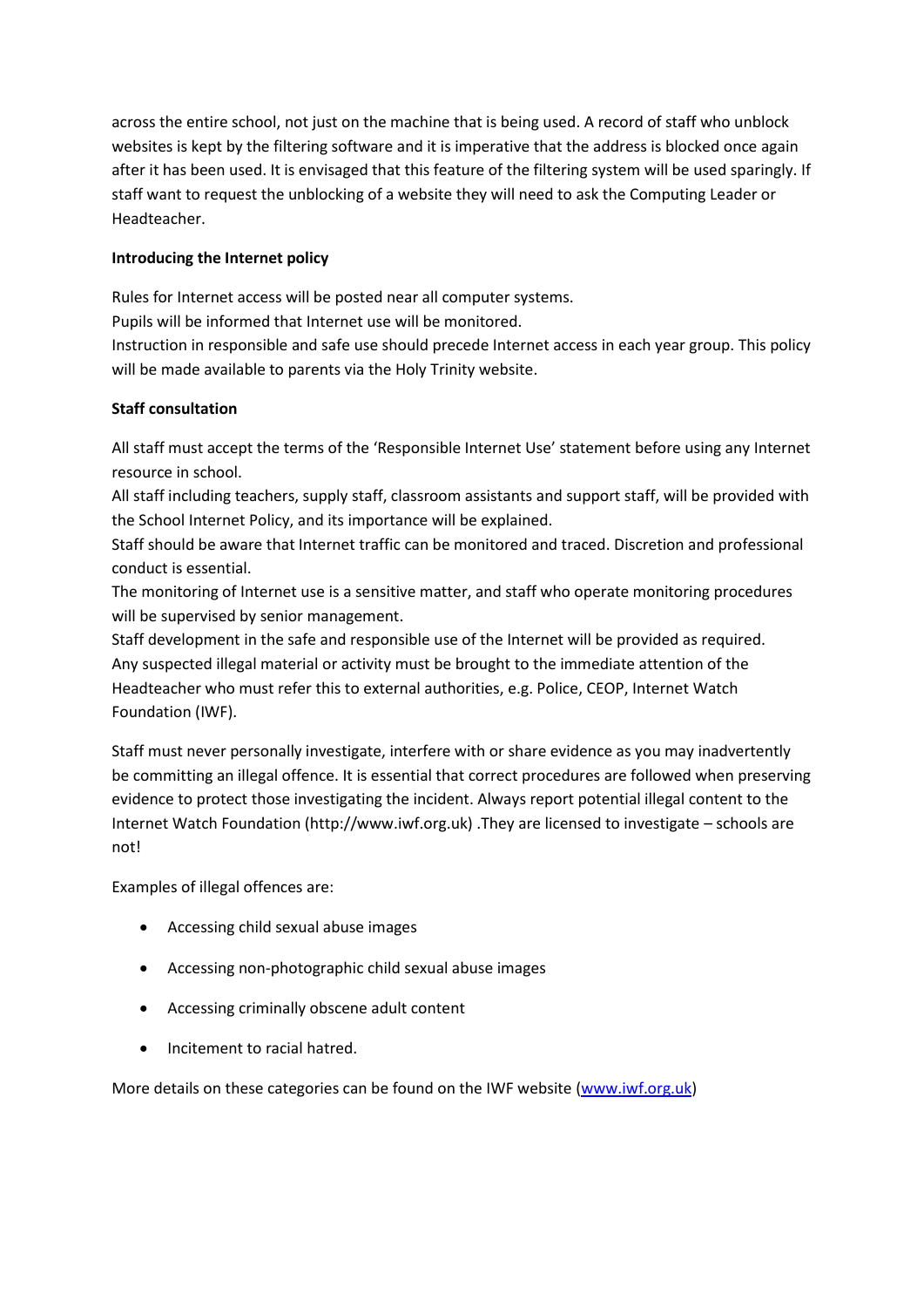across the entire school, not just on the machine that is being used. A record of staff who unblock websites is kept by the filtering software and it is imperative that the address is blocked once again after it has been used. It is envisaged that this feature of the filtering system will be used sparingly. If staff want to request the unblocking of a website they will need to ask the Computing Leader or Headteacher.

**Introducing the Internet policy**

Rules for Internet access will be posted near all computer systems.
Pupils will be informed that Internet use will be monitored.
Instruction in responsible and safe use should precede Internet access in each year group. This policy will be made available to parents via the Holy Trinity website.

**Staff consultation**

All staff must accept the terms of the 'Responsible Internet Use' statement before using any Internet resource in school.
All staff including teachers, supply staff, classroom assistants and support staff, will be provided with the School Internet Policy, and its importance will be explained.
Staff should be aware that Internet traffic can be monitored and traced. Discretion and professional conduct is essential.
The monitoring of Internet use is a sensitive matter, and staff who operate monitoring procedures will be supervised by senior management.
Staff development in the safe and responsible use of the Internet will be provided as required.
Any suspected illegal material or activity must be brought to the immediate attention of the Headteacher who must refer this to external authorities, e.g. Police, CEOP, Internet Watch Foundation (IWF).

Staff must never personally investigate, interfere with or share evidence as you may inadvertently be committing an illegal offence. It is essential that correct procedures are followed when preserving evidence to protect those investigating the incident. Always report potential illegal content to the Internet Watch Foundation (http://www.iwf.org.uk) .They are licensed to investigate – schools are not!

Examples of illegal offences are:

- Accessing child sexual abuse images
- Accessing non-photographic child sexual abuse images
- Accessing criminally obscene adult content
- Incitement to racial hatred.

More details on these categories can be found on the IWF website ([www.iwf.org.uk](http://www.iwf.org.uk))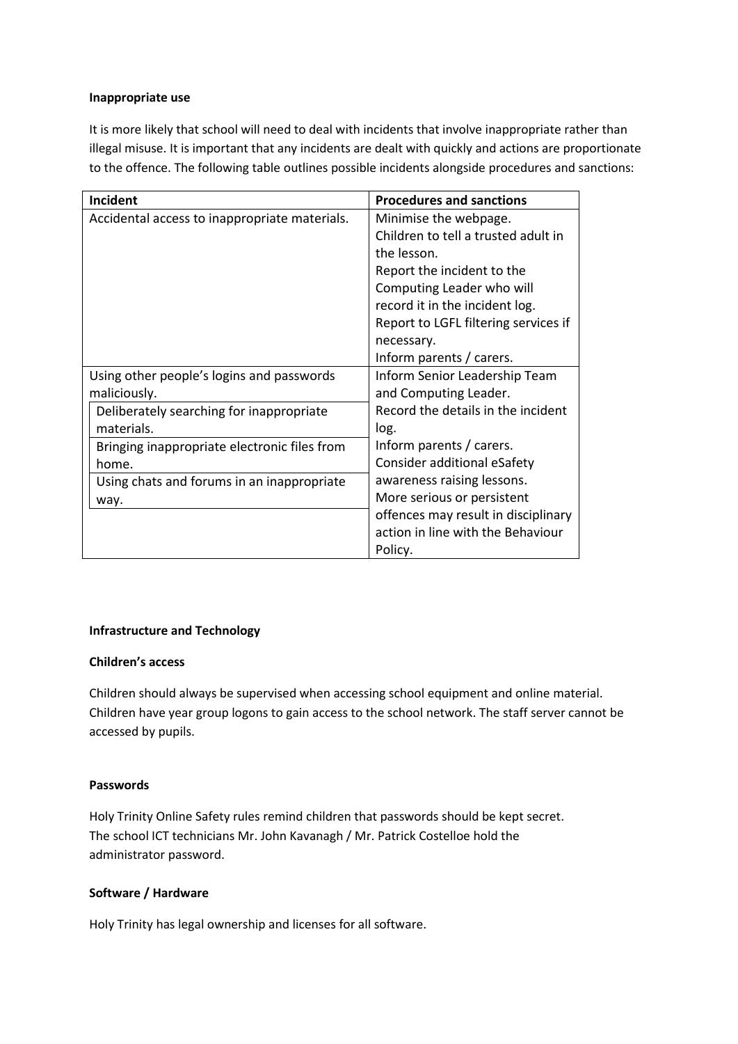**Inappropriate use**

It is more likely that school will need to deal with incidents that involve inappropriate rather than illegal misuse. It is important that any incidents are dealt with quickly and actions are proportionate to the offence. The following table outlines possible incidents alongside procedures and sanctions:

| Incident | Procedures and sanctions |
|---|---|
| Accidental access to inappropriate materials. | Minimise the webpage.<br>Children to tell a trusted adult in the lesson.<br>Report the incident to the Computing Leader who will record it in the incident log.<br>Report to LGFL filtering services if necessary.<br>Inform parents / carers. |
| Using other people's logins and passwords maliciously.<br>Deliberately searching for inappropriate materials.<br>Bringing inappropriate electronic files from home.<br>Using chats and forums in an inappropriate way. | Inform Senior Leadership Team and Computing Leader.<br>Record the details in the incident log.<br>Inform parents / carers.<br>Consider additional eSafety awareness raising lessons.<br>More serious or persistent offences may result in disciplinary action in line with the Behaviour Policy. |

**Infrastructure and Technology**

**Children's access**

Children should always be supervised when accessing school equipment and online material. Children have year group logons to gain access to the school network. The staff server cannot be accessed by pupils.

**Passwords**

Holy Trinity Online Safety rules remind children that passwords should be kept secret. The school ICT technicians Mr. John Kavanagh / Mr. Patrick Costelloe hold the administrator password.

**Software / Hardware**

Holy Trinity has legal ownership and licenses for all software.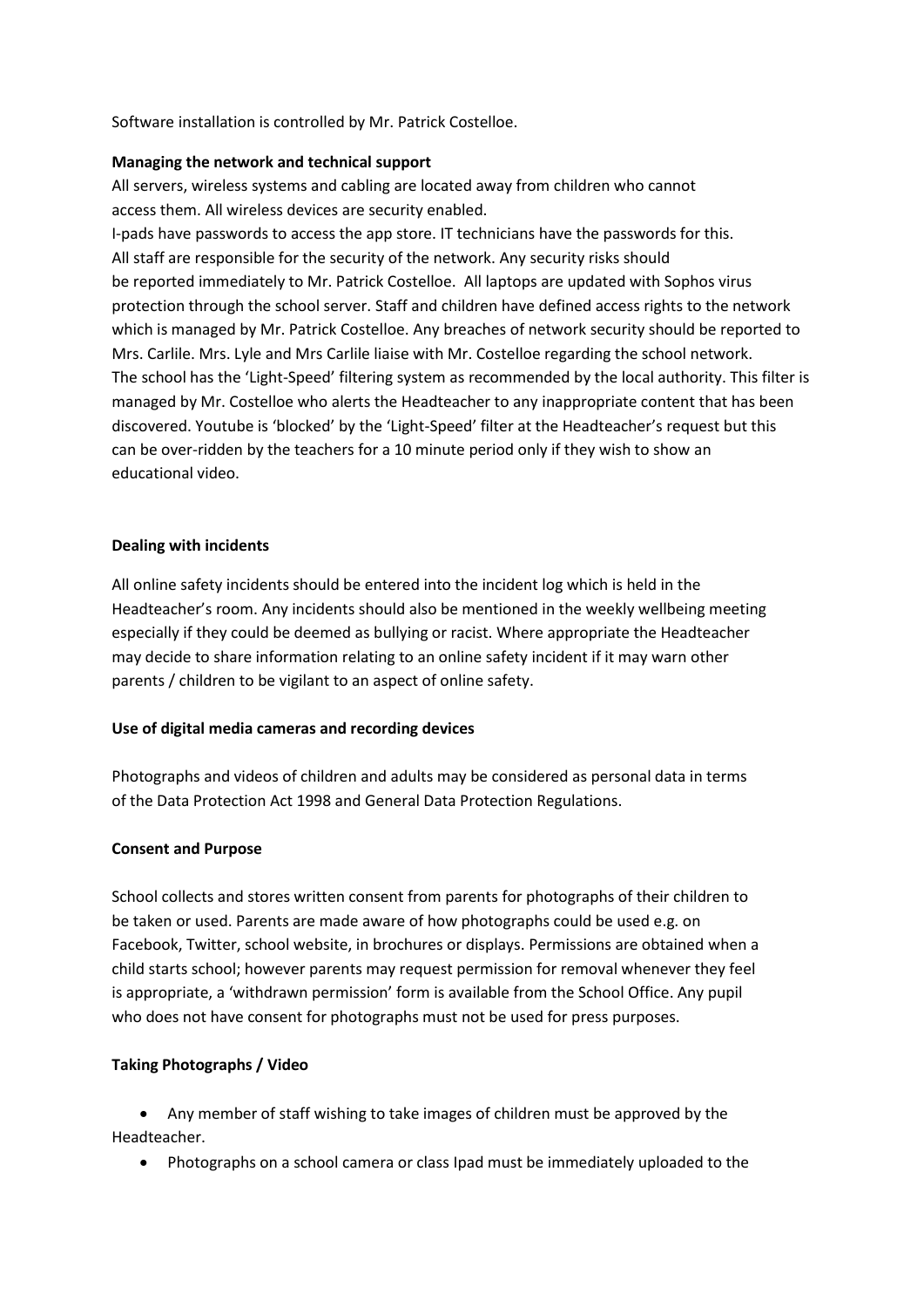Software installation is controlled by Mr. Patrick Costelloe.

**Managing the network and technical support**

All servers, wireless systems and cabling are located away from children who cannot access them. All wireless devices are security enabled.
I-pads have passwords to access the app store. IT technicians have the passwords for this.
All staff are responsible for the security of the network. Any security risks should be reported immediately to Mr. Patrick Costelloe. All laptops are updated with Sophos virus protection through the school server. Staff and children have defined access rights to the network which is managed by Mr. Patrick Costelloe. Any breaches of network security should be reported to Mrs. Carlile. Mrs. Lyle and Mrs Carlile liaise with Mr. Costelloe regarding the school network.
The school has the 'Light-Speed' filtering system as recommended by the local authority. This filter is managed by Mr. Costelloe who alerts the Headteacher to any inappropriate content that has been discovered. Youtube is 'blocked' by the 'Light-Speed' filter at the Headteacher's request but this can be over-ridden by the teachers for a 10 minute period only if they wish to show an educational video.

**Dealing with incidents**

All online safety incidents should be entered into the incident log which is held in the Headteacher's room. Any incidents should also be mentioned in the weekly wellbeing meeting especially if they could be deemed as bullying or racist. Where appropriate the Headteacher may decide to share information relating to an online safety incident if it may warn other parents / children to be vigilant to an aspect of online safety.

**Use of digital media cameras and recording devices**

Photographs and videos of children and adults may be considered as personal data in terms of the Data Protection Act 1998 and General Data Protection Regulations.

**Consent and Purpose**

School collects and stores written consent from parents for photographs of their children to be taken or used. Parents are made aware of how photographs could be used e.g. on Facebook, Twitter, school website, in brochures or displays. Permissions are obtained when a child starts school; however parents may request permission for removal whenever they feel is appropriate, a 'withdrawn permission' form is available from the School Office. Any pupil who does not have consent for photographs must not be used for press purposes.

**Taking Photographs / Video**

- Any member of staff wishing to take images of children must be approved by the Headteacher.
- Photographs on a school camera or class Ipad must be immediately uploaded to the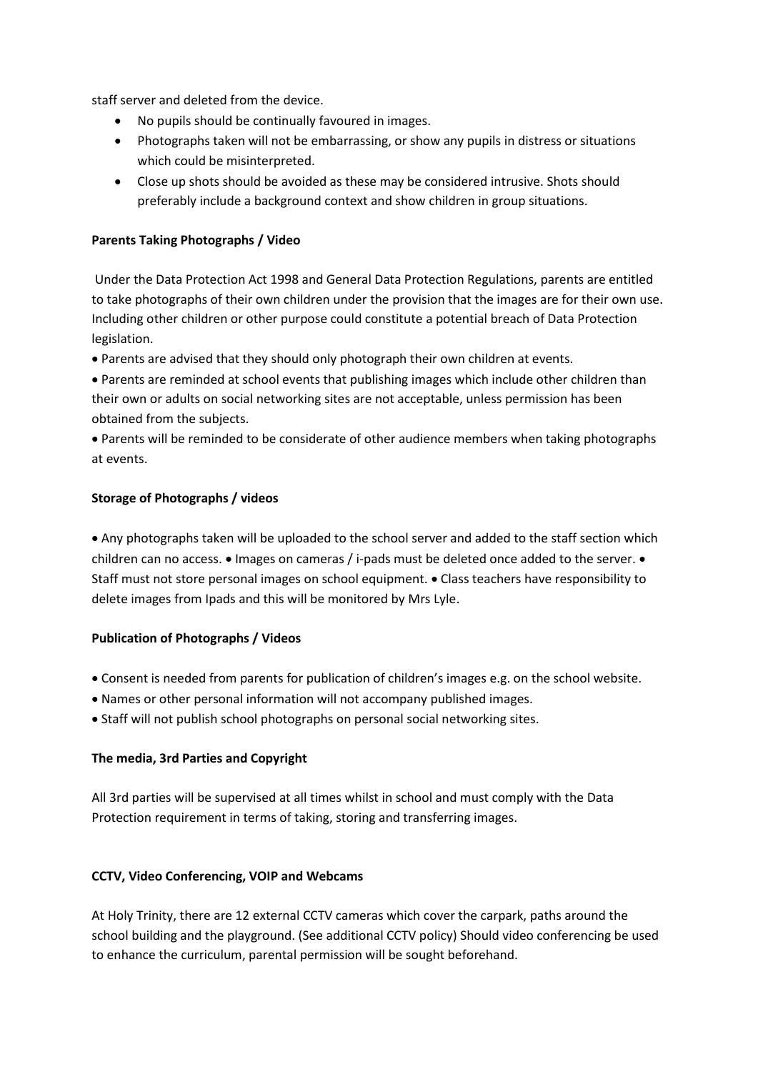staff server and deleted from the device.

- No pupils should be continually favoured in images.
- Photographs taken will not be embarrassing, or show any pupils in distress or situations which could be misinterpreted.
- Close up shots should be avoided as these may be considered intrusive. Shots should preferably include a background context and show children in group situations.

**Parents Taking Photographs / Video**

Under the Data Protection Act 1998 and General Data Protection Regulations, parents are entitled to take photographs of their own children under the provision that the images are for their own use. Including other children or other purpose could constitute a potential breach of Data Protection legislation.

- Parents are advised that they should only photograph their own children at events.
- Parents are reminded at school events that publishing images which include other children than their own or adults on social networking sites are not acceptable, unless permission has been obtained from the subjects.
- Parents will be reminded to be considerate of other audience members when taking photographs at events.

**Storage of Photographs / videos**

• Any photographs taken will be uploaded to the school server and added to the staff section which children can no access. • Images on cameras / i-pads must be deleted once added to the server. • Staff must not store personal images on school equipment. • Class teachers have responsibility to delete images from Ipads and this will be monitored by Mrs Lyle.

**Publication of Photographs / Videos**

- Consent is needed from parents for publication of children's images e.g. on the school website.
- Names or other personal information will not accompany published images.
- Staff will not publish school photographs on personal social networking sites.

**The media, 3rd Parties and Copyright**

All 3rd parties will be supervised at all times whilst in school and must comply with the Data Protection requirement in terms of taking, storing and transferring images.

**CCTV, Video Conferencing, VOIP and Webcams**

At Holy Trinity, there are 12 external CCTV cameras which cover the carpark, paths around the school building and the playground. (See additional CCTV policy) Should video conferencing be used to enhance the curriculum, parental permission will be sought beforehand.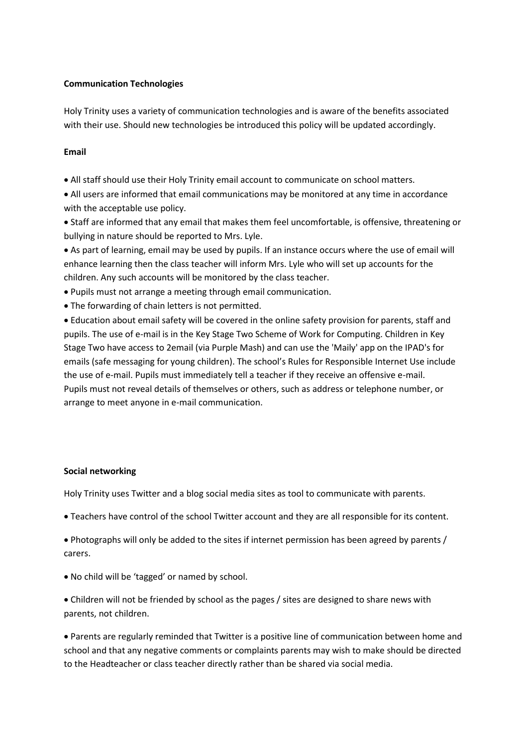**Communication Technologies**

Holy Trinity uses a variety of communication technologies and is aware of the benefits associated with their use. Should new technologies be introduced this policy will be updated accordingly.

**Email**

- All staff should use their Holy Trinity email account to communicate on school matters.
- All users are informed that email communications may be monitored at any time in accordance with the acceptable use policy.
- Staff are informed that any email that makes them feel uncomfortable, is offensive, threatening or bullying in nature should be reported to Mrs. Lyle.
- As part of learning, email may be used by pupils. If an instance occurs where the use of email will enhance learning then the class teacher will inform Mrs. Lyle who will set up accounts for the children. Any such accounts will be monitored by the class teacher.
- Pupils must not arrange a meeting through email communication.
- The forwarding of chain letters is not permitted.
- Education about email safety will be covered in the online safety provision for parents, staff and pupils. The use of e-mail is in the Key Stage Two Scheme of Work for Computing. Children in Key Stage Two have access to 2email (via Purple Mash) and can use the 'Maily' app on the IPAD's for emails (safe messaging for young children). The school's Rules for Responsible Internet Use include the use of e-mail. Pupils must immediately tell a teacher if they receive an offensive e-mail. Pupils must not reveal details of themselves or others, such as address or telephone number, or arrange to meet anyone in e-mail communication.

**Social networking**

Holy Trinity uses Twitter and a blog social media sites as tool to communicate with parents.

- Teachers have control of the school Twitter account and they are all responsible for its content.
- Photographs will only be added to the sites if internet permission has been agreed by parents / carers.
- No child will be 'tagged' or named by school.
- Children will not be friended by school as the pages / sites are designed to share news with parents, not children.
- Parents are regularly reminded that Twitter is a positive line of communication between home and school and that any negative comments or complaints parents may wish to make should be directed to the Headteacher or class teacher directly rather than be shared via social media.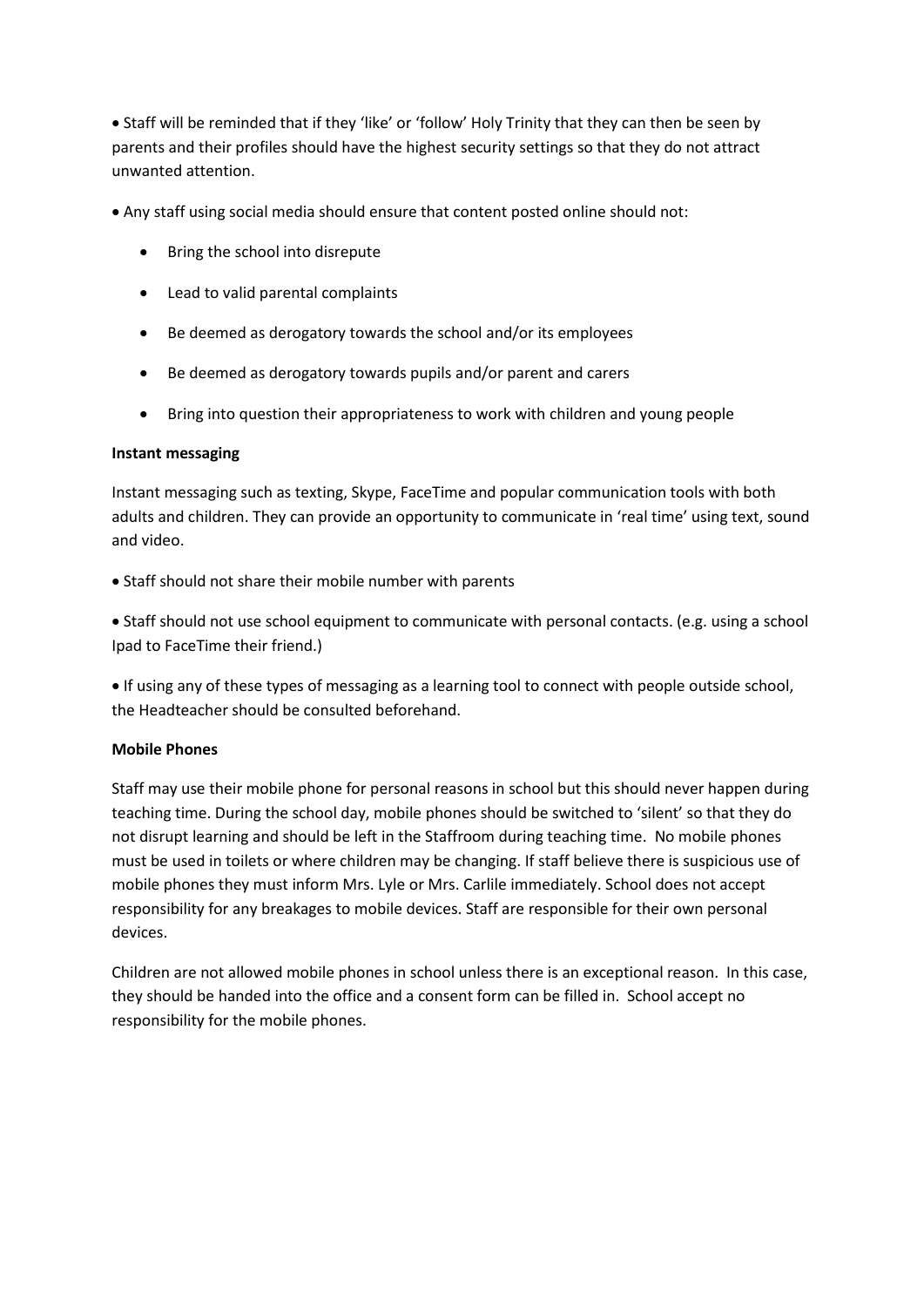- Staff will be reminded that if they 'like' or 'follow' Holy Trinity that they can then be seen by parents and their profiles should have the highest security settings so that they do not attract unwanted attention.

- Any staff using social media should ensure that content posted online should not:
  - Bring the school into disrepute
  - Lead to valid parental complaints
  - Be deemed as derogatory towards the school and/or its employees
  - Be deemed as derogatory towards pupils and/or parent and carers
  - Bring into question their appropriateness to work with children and young people

**Instant messaging**

Instant messaging such as texting, Skype, FaceTime and popular communication tools with both adults and children. They can provide an opportunity to communicate in 'real time' using text, sound and video.

- Staff should not share their mobile number with parents

- Staff should not use school equipment to communicate with personal contacts. (e.g. using a school Ipad to FaceTime their friend.)

- If using any of these types of messaging as a learning tool to connect with people outside school, the Headteacher should be consulted beforehand.

**Mobile Phones**

Staff may use their mobile phone for personal reasons in school but this should never happen during teaching time. During the school day, mobile phones should be switched to 'silent' so that they do not disrupt learning and should be left in the Staffroom during teaching time. No mobile phones must be used in toilets or where children may be changing. If staff believe there is suspicious use of mobile phones they must inform Mrs. Lyle or Mrs. Carlile immediately. School does not accept responsibility for any breakages to mobile devices. Staff are responsible for their own personal devices.

Children are not allowed mobile phones in school unless there is an exceptional reason. In this case, they should be handed into the office and a consent form can be filled in. School accept no responsibility for the mobile phones.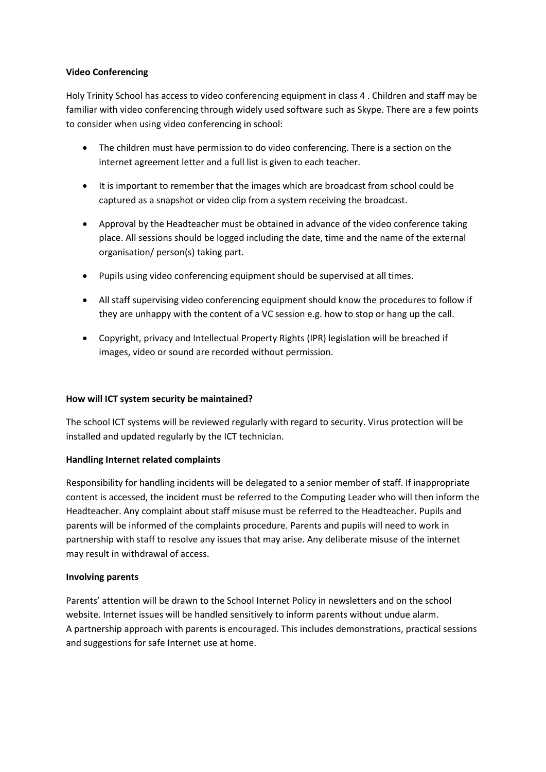**Video Conferencing**

Holy Trinity School has access to video conferencing equipment in class 4 . Children and staff may be familiar with video conferencing through widely used software such as Skype. There are a few points to consider when using video conferencing in school:

- The children must have permission to do video conferencing. There is a section on the internet agreement letter and a full list is given to each teacher.
- It is important to remember that the images which are broadcast from school could be captured as a snapshot or video clip from a system receiving the broadcast.
- Approval by the Headteacher must be obtained in advance of the video conference taking place. All sessions should be logged including the date, time and the name of the external organisation/ person(s) taking part.
- Pupils using video conferencing equipment should be supervised at all times.
- All staff supervising video conferencing equipment should know the procedures to follow if they are unhappy with the content of a VC session e.g. how to stop or hang up the call.
- Copyright, privacy and Intellectual Property Rights (IPR) legislation will be breached if images, video or sound are recorded without permission.

**How will ICT system security be maintained?**

The school ICT systems will be reviewed regularly with regard to security. Virus protection will be installed and updated regularly by the ICT technician.

**Handling Internet related complaints**

Responsibility for handling incidents will be delegated to a senior member of staff. If inappropriate content is accessed, the incident must be referred to the Computing Leader who will then inform the Headteacher. Any complaint about staff misuse must be referred to the Headteacher. Pupils and parents will be informed of the complaints procedure. Parents and pupils will need to work in partnership with staff to resolve any issues that may arise. Any deliberate misuse of the internet may result in withdrawal of access.

**Involving parents**

Parents' attention will be drawn to the School Internet Policy in newsletters and on the school website. Internet issues will be handled sensitively to inform parents without undue alarm. A partnership approach with parents is encouraged. This includes demonstrations, practical sessions and suggestions for safe Internet use at home.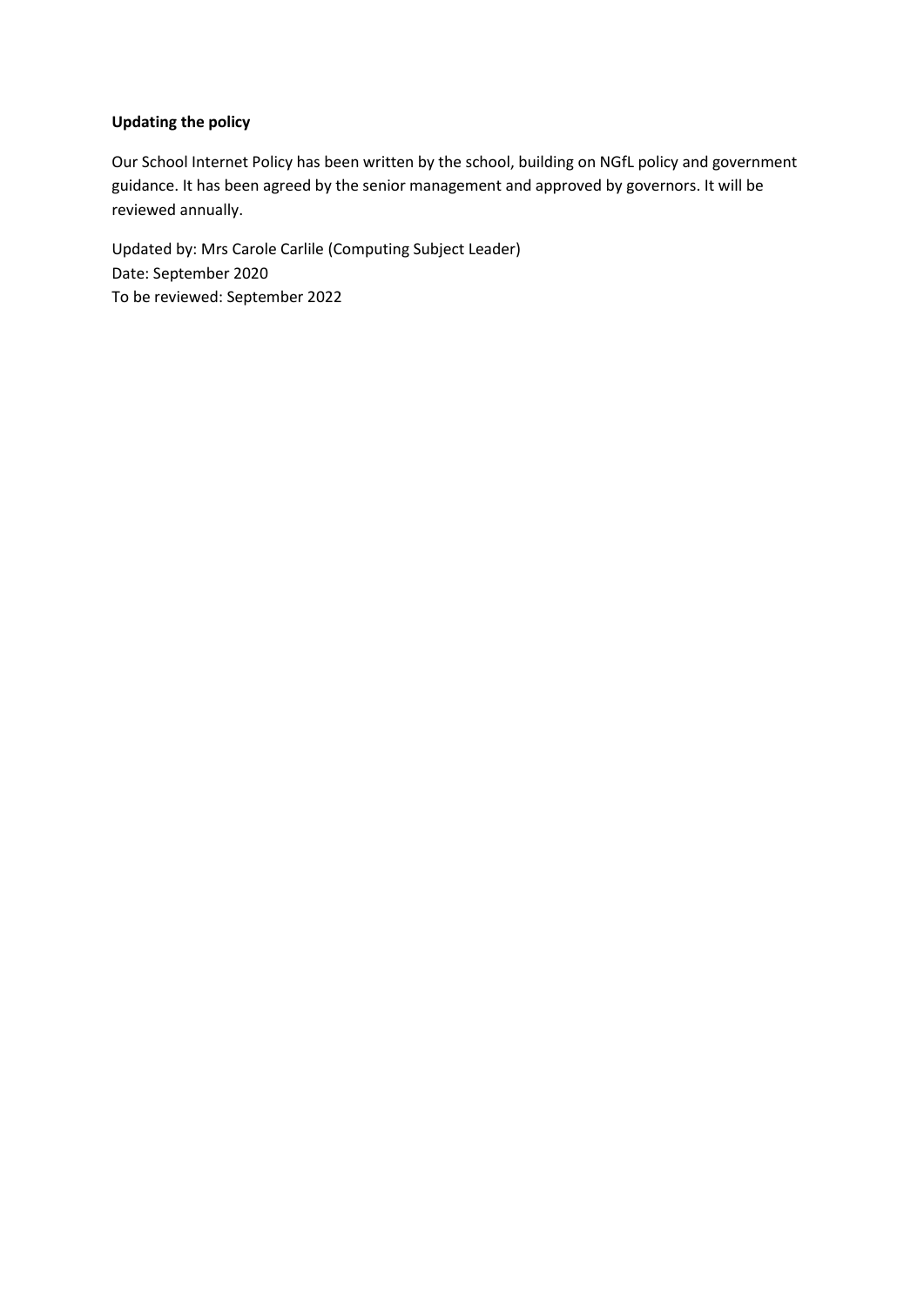**Updating the policy**

Our School Internet Policy has been written by the school, building on NGfL policy and government guidance. It has been agreed by the senior management and approved by governors. It will be reviewed annually.

Updated by: Mrs Carole Carlile (Computing Subject Leader)
Date: September 2020
To be reviewed: September 2022